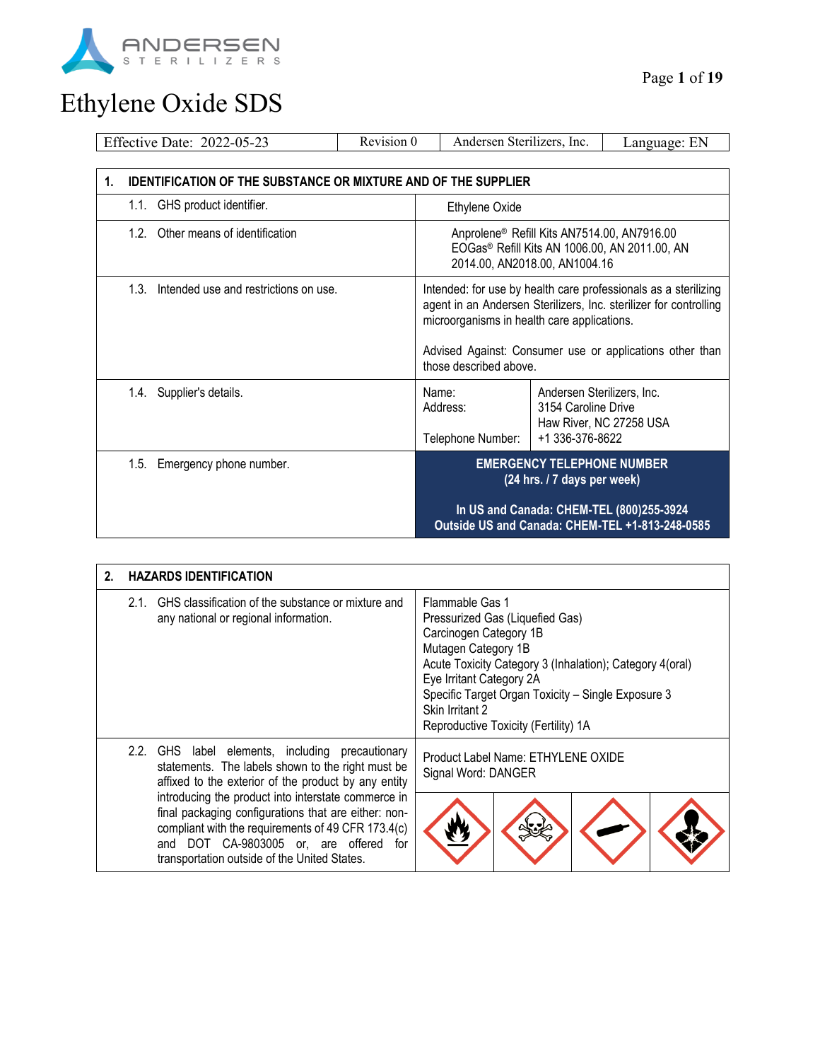ANDERSEN
STERILIZERS

# Ethylene Oxide SDS

| Effective Date: 2022-05-23 | Revision 0 | Andersen Sterilizers, Inc. | Language: EN |
|---|---|---|---|

## 1. IDENTIFICATION OF THE SUBSTANCE OR MIXTURE AND OF THE SUPPLIER

| | |
|---|---|
| 1.1. GHS product identifier. | Ethylene Oxide |
| 1.2. Other means of identification | Anprolene® Refill Kits AN7514.00, AN7916.00<br>EOGas® Refill Kits AN 1006.00, AN 2011.00, AN 2014.00, AN2018.00, AN1004.16 |
| 1.3. Intended use and restrictions on use. | Intended: for use by health care professionals as a sterilizing agent in an Andersen Sterilizers, Inc. sterilizer for controlling microorganisms in health care applications.<br><br>Advised Against: Consumer use or applications other than those described above. |
| 1.4. Supplier's details. | Name: Andersen Sterilizers, Inc.<br>Address: 3154 Caroline Drive, Haw River, NC 27258 USA<br>Telephone Number: +1 336-376-8622 |
| 1.5. Emergency phone number. | **EMERGENCY TELEPHONE NUMBER (24 hrs. / 7 days per week)**<br><br>**In US and Canada: CHEM-TEL (800)255-3924**<br>**Outside US and Canada: CHEM-TEL +1-813-248-0585** |

## 2. HAZARDS IDENTIFICATION

| | |
|---|---|
| 2.1. GHS classification of the substance or mixture and any national or regional information. | Flammable Gas 1<br>Pressurized Gas (Liquefied Gas)<br>Carcinogen Category 1B<br>Mutagen Category 1B<br>Acute Toxicity Category 3 (Inhalation); Category 4(oral)<br>Eye Irritant Category 2A<br>Specific Target Organ Toxicity – Single Exposure 3<br>Skin Irritant 2<br>Reproductive Toxicity (Fertility) 1A |
| 2.2. GHS label elements, including precautionary statements. The labels shown to the right must be affixed to the exterior of the product by any entity introducing the product into interstate commerce in final packaging configurations that are either: non-compliant with the requirements of 49 CFR 173.4(c) and DOT CA-9803005 or, are offered for transportation outside of the United States. | Product Label Name: ETHYLENE OXIDE<br>Signal Word: DANGER |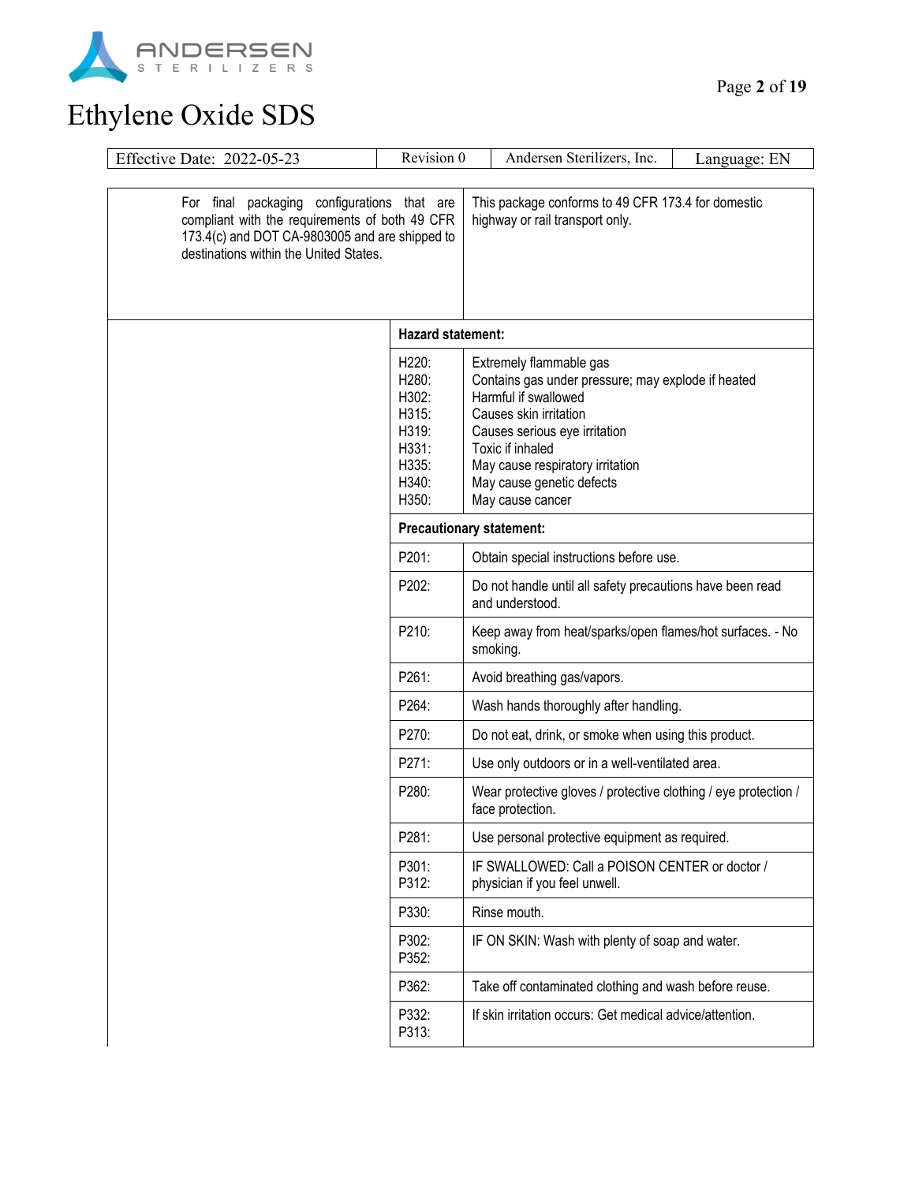| Effective Date: 2022-05-23 | Revision 0 | Andersen Sterilizers, Inc. | Language: EN |
|---|---|---|---|

| | | |
|---|---|---|
| For final packaging configurations that are compliant with the requirements of both 49 CFR 173.4(c) and DOT CA-9803005 and are shipped to destinations within the United States. | | This package conforms to 49 CFR 173.4 for domestic highway or rail transport only. |
| | **Hazard statement:** | |
| | H220:<br>H280:<br>H302:<br>H315:<br>H319:<br>H331:<br>H335:<br>H340:<br>H350: | Extremely flammable gas<br>Contains gas under pressure; may explode if heated<br>Harmful if swallowed<br>Causes skin irritation<br>Causes serious eye irritation<br>Toxic if inhaled<br>May cause respiratory irritation<br>May cause genetic defects<br>May cause cancer |
| | **Precautionary statement:** | |
| | P201: | Obtain special instructions before use. |
| | P202: | Do not handle until all safety precautions have been read and understood. |
| | P210: | Keep away from heat/sparks/open flames/hot surfaces. - No smoking. |
| | P261: | Avoid breathing gas/vapors. |
| | P264: | Wash hands thoroughly after handling. |
| | P270: | Do not eat, drink, or smoke when using this product. |
| | P271: | Use only outdoors or in a well-ventilated area. |
| | P280: | Wear protective gloves / protective clothing / eye protection / face protection. |
| | P281: | Use personal protective equipment as required. |
| | P301:<br>P312: | IF SWALLOWED: Call a POISON CENTER or doctor / physician if you feel unwell. |
| | P330: | Rinse mouth. |
| | P302:<br>P352: | IF ON SKIN: Wash with plenty of soap and water. |
| | P362: | Take off contaminated clothing and wash before reuse. |
| | P332:<br>P313: | If skin irritation occurs: Get medical advice/attention. |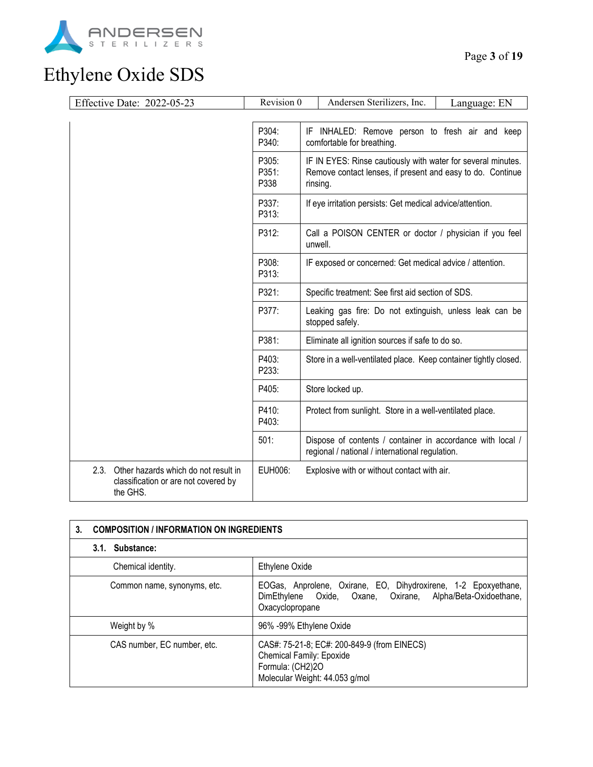| | | |
|---|---|---|
| | P304: P340: | IF INHALED: Remove person to fresh air and keep comfortable for breathing. |
| | P305: P351: P338 | IF IN EYES: Rinse cautiously with water for several minutes. Remove contact lenses, if present and easy to do. Continue rinsing. |
| | P337: P313: | If eye irritation persists: Get medical advice/attention. |
| | P312: | Call a POISON CENTER or doctor / physician if you feel unwell. |
| | P308: P313: | IF exposed or concerned: Get medical advice / attention. |
| | P321: | Specific treatment: See first aid section of SDS. |
| | P377: | Leaking gas fire: Do not extinguish, unless leak can be stopped safely. |
| | P381: | Eliminate all ignition sources if safe to do so. |
| | P403: P233: | Store in a well-ventilated place. Keep container tightly closed. |
| | P405: | Store locked up. |
| | P410: P403: | Protect from sunlight. Store in a well-ventilated place. |
| | 501: | Dispose of contents / container in accordance with local / regional / national / international regulation. |
| 2.3. Other hazards which do not result in classification or are not covered by the GHS. | EUH006: | Explosive with or without contact with air. |

| **3. COMPOSITION / INFORMATION ON INGREDIENTS** | |
|---|---|
| **3.1. Substance:** | |
| Chemical identity. | Ethylene Oxide |
| Common name, synonyms, etc. | EOGas, Anprolene, Oxirane, EO, Dihydroxirene, 1-2 Epoxyethane, DimEthylene Oxide, Oxane, Oxirane, Alpha/Beta-Oxidoethane, Oxacyclopropane |
| Weight by % | 96% -99% Ethylene Oxide |
| CAS number, EC number, etc. | CAS#: 75-21-8; EC#: 200-849-9 (from EINECS)<br>Chemical Family: Epoxide<br>Formula: $(CH_2)_2O$<br>Molecular Weight: 44.053 g/mol |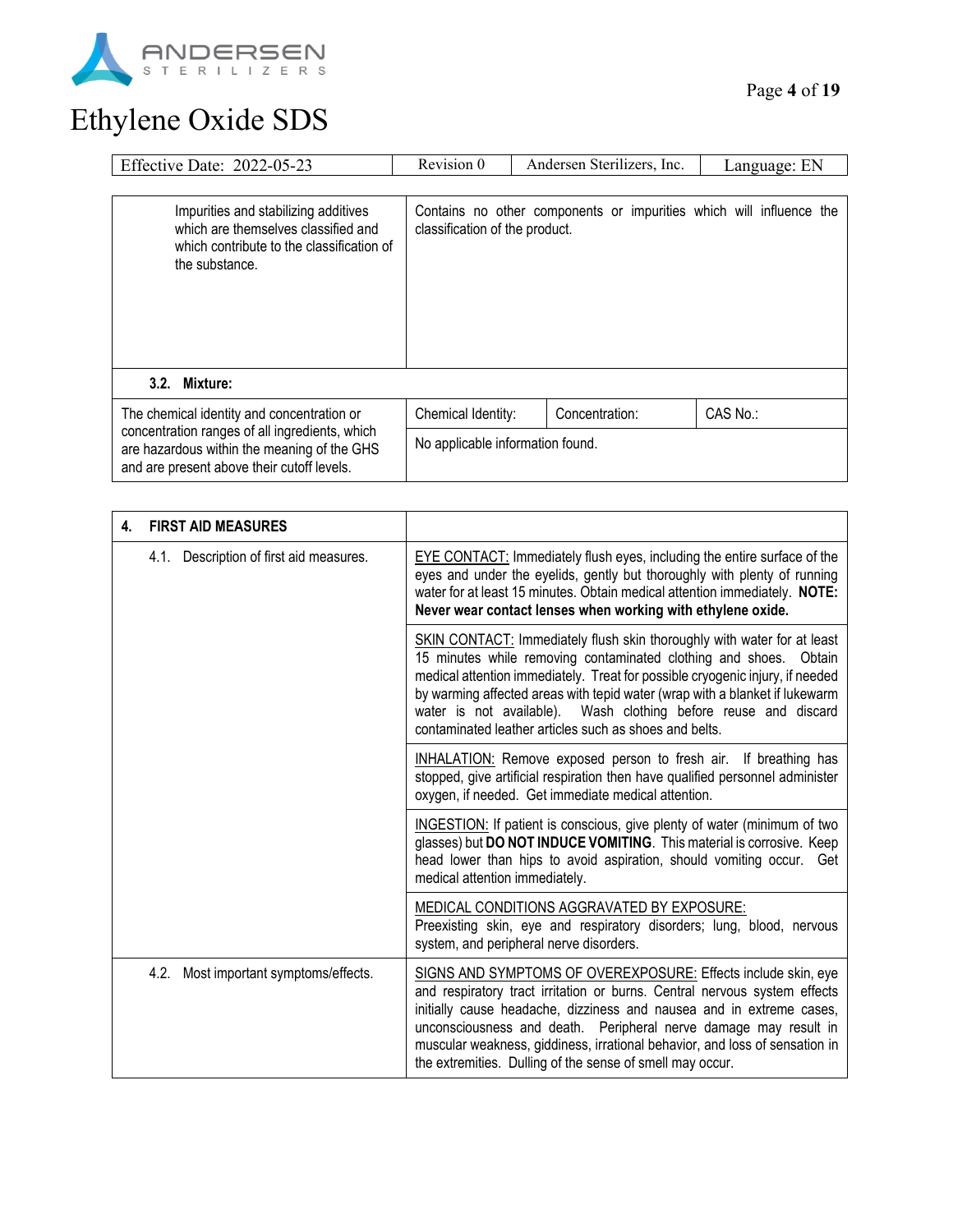| Impurities and stabilizing additives which are themselves classified and which contribute to the classification of the substance. | Contains no other components or impurities which will influence the classification of the product. |
|---|---|

**3.2. Mixture:**

| The chemical identity and concentration or concentration ranges of all ingredients, which are hazardous within the meaning of the GHS and are present above their cutoff levels. | Chemical Identity: | Concentration: | CAS No.: |
|---|---|---|---|
| | No applicable information found. | | |

| 4. FIRST AID MEASURES | |
|---|---|
| 4.1. Description of first aid measures. | EYE CONTACT: Immediately flush eyes, including the entire surface of the eyes and under the eyelids, gently but thoroughly with plenty of running water for at least 15 minutes. Obtain medical attention immediately. **NOTE: Never wear contact lenses when working with ethylene oxide.** |
| | SKIN CONTACT: Immediately flush skin thoroughly with water for at least 15 minutes while removing contaminated clothing and shoes. Obtain medical attention immediately. Treat for possible cryogenic injury, if needed by warming affected areas with tepid water (wrap with a blanket if lukewarm water is not available). Wash clothing before reuse and discard contaminated leather articles such as shoes and belts. |
| | INHALATION: Remove exposed person to fresh air. If breathing has stopped, give artificial respiration then have qualified personnel administer oxygen, if needed. Get immediate medical attention. |
| | INGESTION: If patient is conscious, give plenty of water (minimum of two glasses) but **DO NOT INDUCE VOMITING**. This material is corrosive. Keep head lower than hips to avoid aspiration, should vomiting occur. Get medical attention immediately. |
| | MEDICAL CONDITIONS AGGRAVATED BY EXPOSURE: Preexisting skin, eye and respiratory disorders; lung, blood, nervous system, and peripheral nerve disorders. |
| 4.2. Most important symptoms/effects. | SIGNS AND SYMPTOMS OF OVEREXPOSURE: Effects include skin, eye and respiratory tract irritation or burns. Central nervous system effects initially cause headache, dizziness and nausea and in extreme cases, unconsciousness and death. Peripheral nerve damage may result in muscular weakness, giddiness, irrational behavior, and loss of sensation in the extremities. Dulling of the sense of smell may occur. |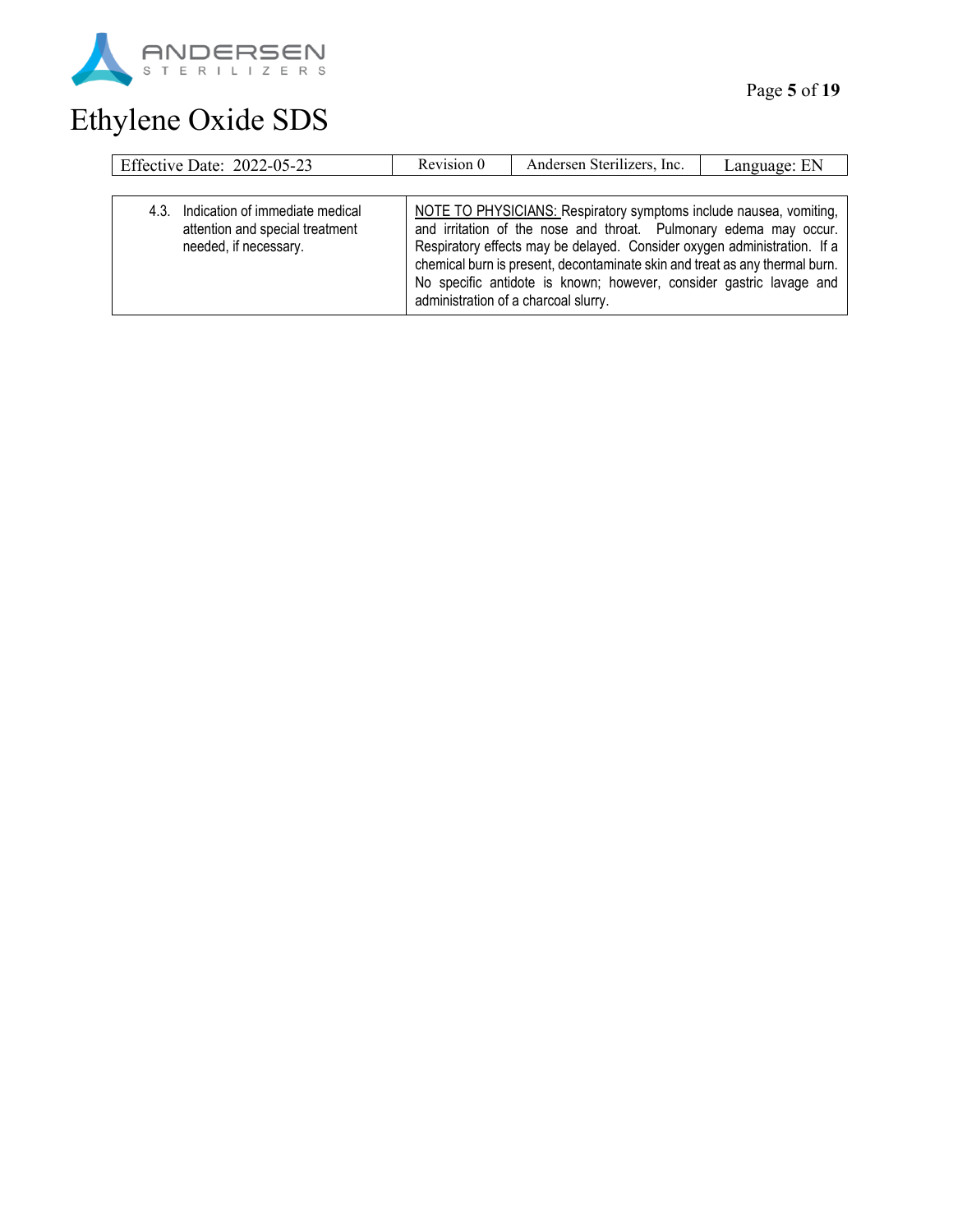| | |
|---|---|
| 4.3. Indication of immediate medical attention and special treatment needed, if necessary. | NOTE TO PHYSICIANS: Respiratory symptoms include nausea, vomiting, and irritation of the nose and throat. Pulmonary edema may occur. Respiratory effects may be delayed. Consider oxygen administration. If a chemical burn is present, decontaminate skin and treat as any thermal burn. No specific antidote is known; however, consider gastric lavage and administration of a charcoal slurry. |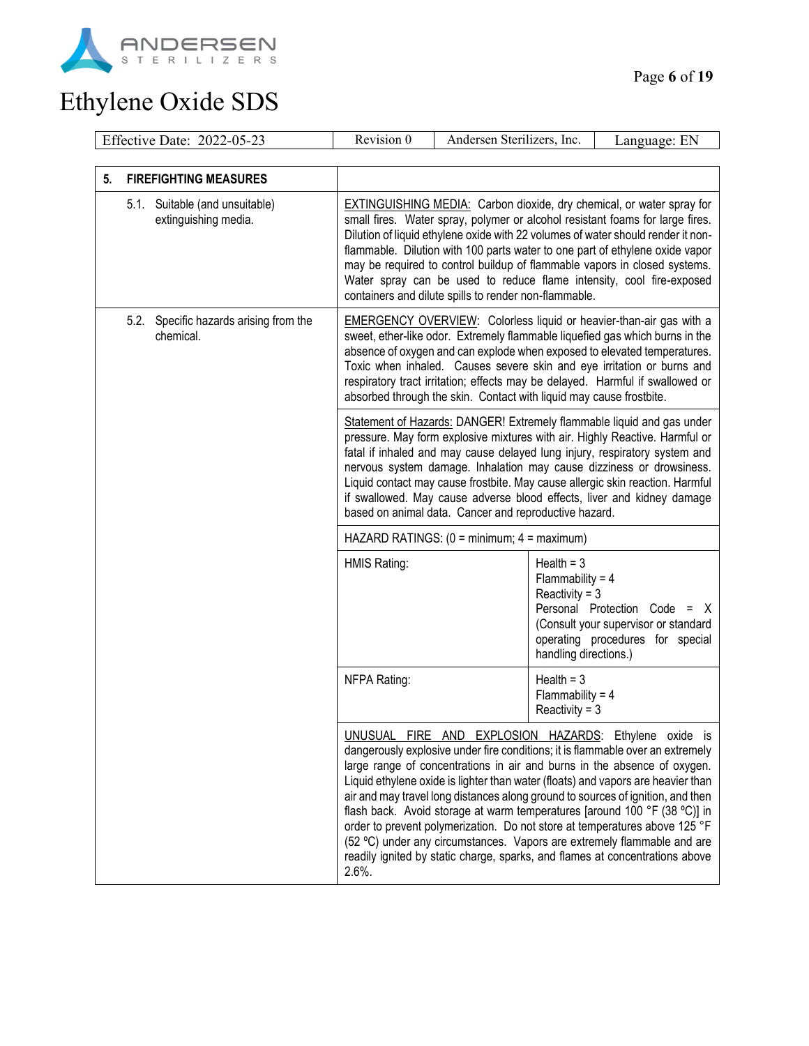| Effective Date: 2022-05-23 | Revision 0 | Andersen Sterilizers, Inc. | Language: EN |
| --- | --- | --- | --- |

## 5. FIREFIGHTING MEASURES

**5.1. Suitable (and unsuitable) extinguishing media.**

EXTINGUISHING MEDIA: Carbon dioxide, dry chemical, or water spray for small fires. Water spray, polymer or alcohol resistant foams for large fires. Dilution of liquid ethylene oxide with 22 volumes of water should render it non-flammable. Dilution with 100 parts water to one part of ethylene oxide vapor may be required to control buildup of flammable vapors in closed systems. Water spray can be used to reduce flame intensity, cool fire-exposed containers and dilute spills to render non-flammable.

**5.2. Specific hazards arising from the chemical.**

EMERGENCY OVERVIEW: Colorless liquid or heavier-than-air gas with a sweet, ether-like odor. Extremely flammable liquefied gas which burns in the absence of oxygen and can explode when exposed to elevated temperatures. Toxic when inhaled. Causes severe skin and eye irritation or burns and respiratory tract irritation; effects may be delayed. Harmful if swallowed or absorbed through the skin. Contact with liquid may cause frostbite.

Statement of Hazards: DANGER! Extremely flammable liquid and gas under pressure. May form explosive mixtures with air. Highly Reactive. Harmful or fatal if inhaled and may cause delayed lung injury, respiratory system and nervous system damage. Inhalation may cause dizziness or drowsiness. Liquid contact may cause frostbite. May cause allergic skin reaction. Harmful if swallowed. May cause adverse blood effects, liver and kidney damage based on animal data. Cancer and reproductive hazard.

HAZARD RATINGS: (0 = minimum; 4 = maximum)

| Rating | Values |
| --- | --- |
| HMIS Rating: | Health = 3<br>Flammability = 4<br>Reactivity = 3<br>Personal Protection Code = X (Consult your supervisor or standard operating procedures for special handling directions.) |
| NFPA Rating: | Health = 3<br>Flammability = 4<br>Reactivity = 3 |

UNUSUAL FIRE AND EXPLOSION HAZARDS: Ethylene oxide is dangerously explosive under fire conditions; it is flammable over an extremely large range of concentrations in air and burns in the absence of oxygen. Liquid ethylene oxide is lighter than water (floats) and vapors are heavier than air and may travel long distances along ground to sources of ignition, and then flash back. Avoid storage at warm temperatures [around 100 °F (38 ºC)] in order to prevent polymerization. Do not store at temperatures above 125 °F (52 ºC) under any circumstances. Vapors are extremely flammable and are readily ignited by static charge, sparks, and flames at concentrations above 2.6%.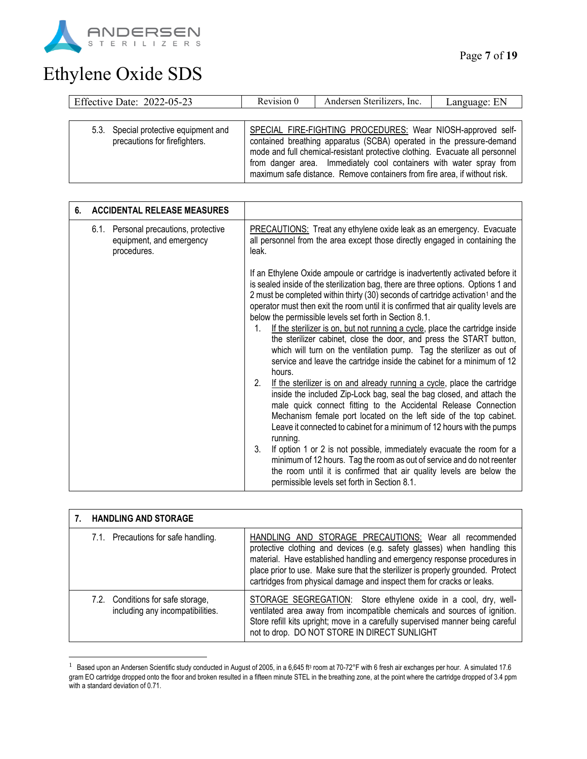| Effective Date: 2022-05-23 | Revision 0 | Andersen Sterilizers, Inc. | Language: EN |
|---|---|---|---|

| | |
|---|---|
| 5.3. Special protective equipment and precautions for firefighters. | SPECIAL FIRE-FIGHTING PROCEDURES: Wear NIOSH-approved self-contained breathing apparatus (SCBA) operated in the pressure-demand mode and full chemical-resistant protective clothing. Evacuate all personnel from danger area. Immediately cool containers with water spray from maximum safe distance. Remove containers from fire area, if without risk. |

| **6. ACCIDENTAL RELEASE MEASURES** | |
|---|---|
| 6.1. Personal precautions, protective equipment, and emergency procedures. | PRECAUTIONS: Treat any ethylene oxide leak as an emergency. Evacuate all personnel from the area except those directly engaged in containing the leak.<br><br>If an Ethylene Oxide ampoule or cartridge is inadvertently activated before it is sealed inside of the sterilization bag, there are three options. Options 1 and 2 must be completed within thirty (30) seconds of cartridge activation[1] and the operator must then exit the room until it is confirmed that air quality levels are below the permissible levels set forth in Section 8.1.<br>1. If the sterilizer is on, but not running a cycle, place the cartridge inside the sterilizer cabinet, close the door, and press the START button, which will turn on the ventilation pump. Tag the sterilizer as out of service and leave the cartridge inside the cabinet for a minimum of 12 hours.<br>2. If the sterilizer is on and already running a cycle, place the cartridge inside the included Zip-Lock bag, seal the bag closed, and attach the male quick connect fitting to the Accidental Release Connection Mechanism female port located on the left side of the top cabinet. Leave it connected to cabinet for a minimum of 12 hours with the pumps running.<br>3. If option 1 or 2 is not possible, immediately evacuate the room for a minimum of 12 hours. Tag the room as out of service and do not reenter the room until it is confirmed that air quality levels are below the permissible levels set forth in Section 8.1. |

| **7. HANDLING AND STORAGE** | |
|---|---|
| 7.1. Precautions for safe handling. | HANDLING AND STORAGE PRECAUTIONS: Wear all recommended protective clothing and devices (e.g. safety glasses) when handling this material. Have established handling and emergency response procedures in place prior to use. Make sure that the sterilizer is properly grounded. Protect cartridges from physical damage and inspect them for cracks or leaks. |
| 7.2. Conditions for safe storage, including any incompatibilities. | STORAGE SEGREGATION: Store ethylene oxide in a cool, dry, well-ventilated area away from incompatible chemicals and sources of ignition. Store refill kits upright; move in a carefully supervised manner being careful not to drop. DO NOT STORE IN DIRECT SUNLIGHT |

[1] Based upon an Andersen Scientific study conducted in August of 2005, in a 6,645 ft$^3$ room at 70-72°F with 6 fresh air exchanges per hour. A simulated 17.6 gram EO cartridge dropped onto the floor and broken resulted in a fifteen minute STEL in the breathing zone, at the point where the cartridge dropped of 3.4 ppm with a standard deviation of 0.71.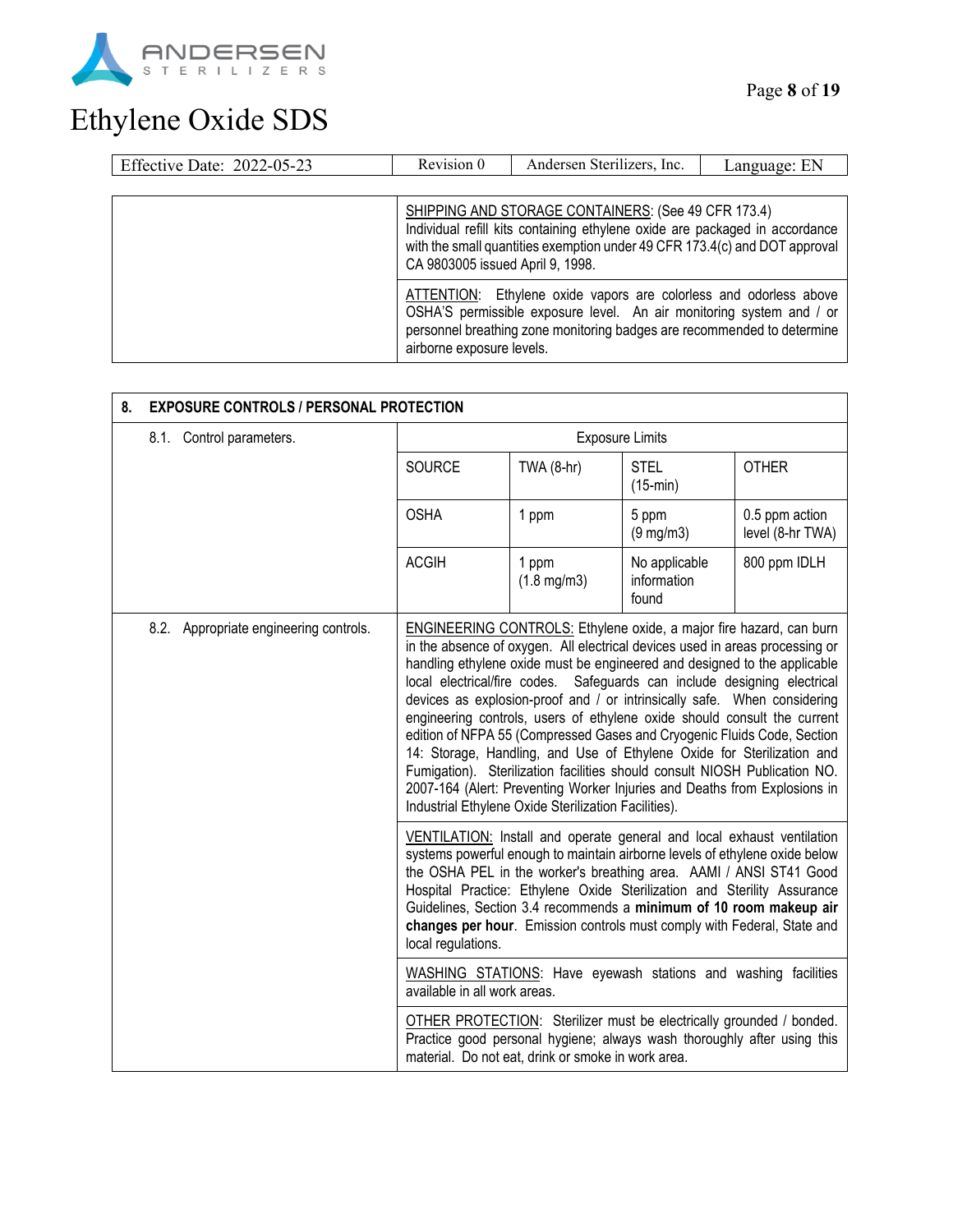| | |
|---|---|
| | SHIPPING AND STORAGE CONTAINERS: (See 49 CFR 173.4) Individual refill kits containing ethylene oxide are packaged in accordance with the small quantities exemption under 49 CFR 173.4(c) and DOT approval CA 9803005 issued April 9, 1998. |
| | ATTENTION: Ethylene oxide vapors are colorless and odorless above OSHA'S permissible exposure level. An air monitoring system and / or personnel breathing zone monitoring badges are recommended to determine airborne exposure levels. |

## 8. EXPOSURE CONTROLS / PERSONAL PROTECTION

**8.1. Control parameters.**

| Exposure Limits | | | |
|---|---|---|---|
| SOURCE | TWA (8-hr) | STEL (15-min) | OTHER |
| OSHA | 1 ppm | 5 ppm (9 mg/m3) | 0.5 ppm action level (8-hr TWA) |
| ACGIH | 1 ppm (1.8 mg/m3) | No applicable information found | 800 ppm IDLH |

**8.2. Appropriate engineering controls.**

ENGINEERING CONTROLS: Ethylene oxide, a major fire hazard, can burn in the absence of oxygen. All electrical devices used in areas processing or handling ethylene oxide must be engineered and designed to the applicable local electrical/fire codes. Safeguards can include designing electrical devices as explosion-proof and / or intrinsically safe. When considering engineering controls, users of ethylene oxide should consult the current edition of NFPA 55 (Compressed Gases and Cryogenic Fluids Code, Section 14: Storage, Handling, and Use of Ethylene Oxide for Sterilization and Fumigation). Sterilization facilities should consult NIOSH Publication NO. 2007-164 (Alert: Preventing Worker Injuries and Deaths from Explosions in Industrial Ethylene Oxide Sterilization Facilities).

VENTILATION: Install and operate general and local exhaust ventilation systems powerful enough to maintain airborne levels of ethylene oxide below the OSHA PEL in the worker's breathing area. AAMI / ANSI ST41 Good Hospital Practice: Ethylene Oxide Sterilization and Sterility Assurance Guidelines, Section 3.4 recommends a **minimum of 10 room makeup air changes per hour**. Emission controls must comply with Federal, State and local regulations.

WASHING STATIONS: Have eyewash stations and washing facilities available in all work areas.

OTHER PROTECTION: Sterilizer must be electrically grounded / bonded. Practice good personal hygiene; always wash thoroughly after using this material. Do not eat, drink or smoke in work area.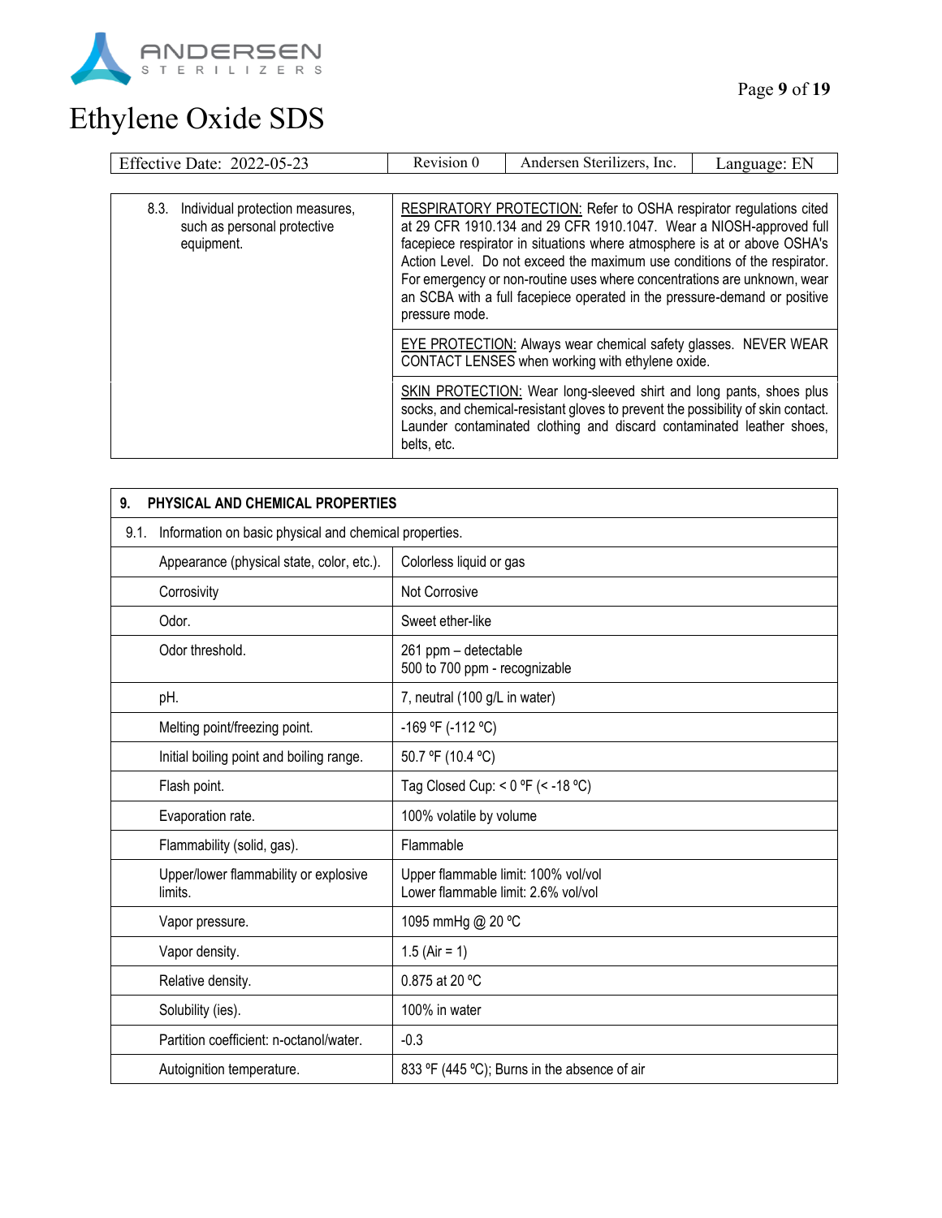| 8.3. Individual protection measures, such as personal protective equipment. | RESPIRATORY PROTECTION: Refer to OSHA respirator regulations cited at 29 CFR 1910.134 and 29 CFR 1910.1047. Wear a NIOSH-approved full facepiece respirator in situations where atmosphere is at or above OSHA's Action Level. Do not exceed the maximum use conditions of the respirator. For emergency or non-routine uses where concentrations are unknown, wear an SCBA with a full facepiece operated in the pressure-demand or positive pressure mode. |
|---|---|
| | EYE PROTECTION: Always wear chemical safety glasses. NEVER WEAR CONTACT LENSES when working with ethylene oxide. |
| | SKIN PROTECTION: Wear long-sleeved shirt and long pants, shoes plus socks, and chemical-resistant gloves to prevent the possibility of skin contact. Launder contaminated clothing and discard contaminated leather shoes, belts, etc. |

## 9. PHYSICAL AND CHEMICAL PROPERTIES

9.1. Information on basic physical and chemical properties.

| Property | Value |
|---|---|
| Appearance (physical state, color, etc.). | Colorless liquid or gas |
| Corrosivity | Not Corrosive |
| Odor. | Sweet ether-like |
| Odor threshold. | 261 ppm – detectable<br>500 to 700 ppm - recognizable |
| pH. | 7, neutral (100 g/L in water) |
| Melting point/freezing point. | -169 ºF (-112 ºC) |
| Initial boiling point and boiling range. | 50.7 ºF (10.4 ºC) |
| Flash point. | Tag Closed Cup: < 0 ºF (< -18 ºC) |
| Evaporation rate. | 100% volatile by volume |
| Flammability (solid, gas). | Flammable |
| Upper/lower flammability or explosive limits. | Upper flammable limit: 100% vol/vol<br>Lower flammable limit: 2.6% vol/vol |
| Vapor pressure. | 1095 mmHg @ 20 ºC |
| Vapor density. | 1.5 (Air = 1) |
| Relative density. | 0.875 at 20 ºC |
| Solubility (ies). | 100% in water |
| Partition coefficient: n-octanol/water. | -0.3 |
| Autoignition temperature. | 833 ºF (445 ºC); Burns in the absence of air |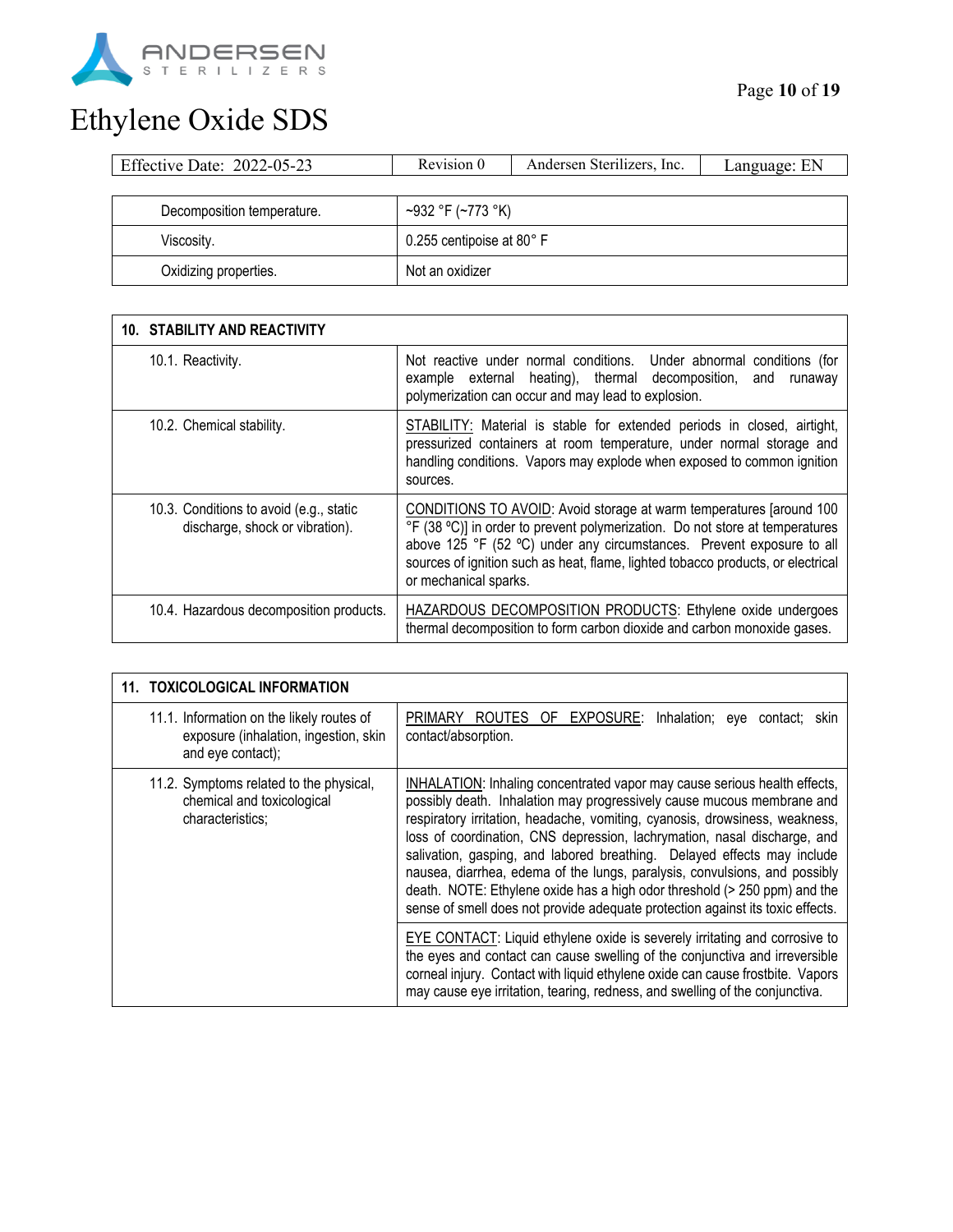| | |
|---|---|
| Decomposition temperature. | ~932 °F (~773 °K) |
| Viscosity. | 0.255 centipoise at 80° F |
| Oxidizing properties. | Not an oxidizer |

| 10. STABILITY AND REACTIVITY | |
|---|---|
| 10.1. Reactivity. | Not reactive under normal conditions. Under abnormal conditions (for example external heating), thermal decomposition, and runaway polymerization can occur and may lead to explosion. |
| 10.2. Chemical stability. | STABILITY: Material is stable for extended periods in closed, airtight, pressurized containers at room temperature, under normal storage and handling conditions. Vapors may explode when exposed to common ignition sources. |
| 10.3. Conditions to avoid (e.g., static discharge, shock or vibration). | CONDITIONS TO AVOID: Avoid storage at warm temperatures [around 100 °F (38 ºC)] in order to prevent polymerization. Do not store at temperatures above 125 °F (52 ºC) under any circumstances. Prevent exposure to all sources of ignition such as heat, flame, lighted tobacco products, or electrical or mechanical sparks. |
| 10.4. Hazardous decomposition products. | HAZARDOUS DECOMPOSITION PRODUCTS: Ethylene oxide undergoes thermal decomposition to form carbon dioxide and carbon monoxide gases. |

| 11. TOXICOLOGICAL INFORMATION | |
|---|---|
| 11.1. Information on the likely routes of exposure (inhalation, ingestion, skin and eye contact); | PRIMARY ROUTES OF EXPOSURE: Inhalation; eye contact; skin contact/absorption. |
| 11.2. Symptoms related to the physical, chemical and toxicological characteristics; | INHALATION: Inhaling concentrated vapor may cause serious health effects, possibly death. Inhalation may progressively cause mucous membrane and respiratory irritation, headache, vomiting, cyanosis, drowsiness, weakness, loss of coordination, CNS depression, lachrymation, nasal discharge, and salivation, gasping, and labored breathing. Delayed effects may include nausea, diarrhea, edema of the lungs, paralysis, convulsions, and possibly death. NOTE: Ethylene oxide has a high odor threshold (> 250 ppm) and the sense of smell does not provide adequate protection against its toxic effects. |
| | EYE CONTACT: Liquid ethylene oxide is severely irritating and corrosive to the eyes and contact can cause swelling of the conjunctiva and irreversible corneal injury. Contact with liquid ethylene oxide can cause frostbite. Vapors may cause eye irritation, tearing, redness, and swelling of the conjunctiva. |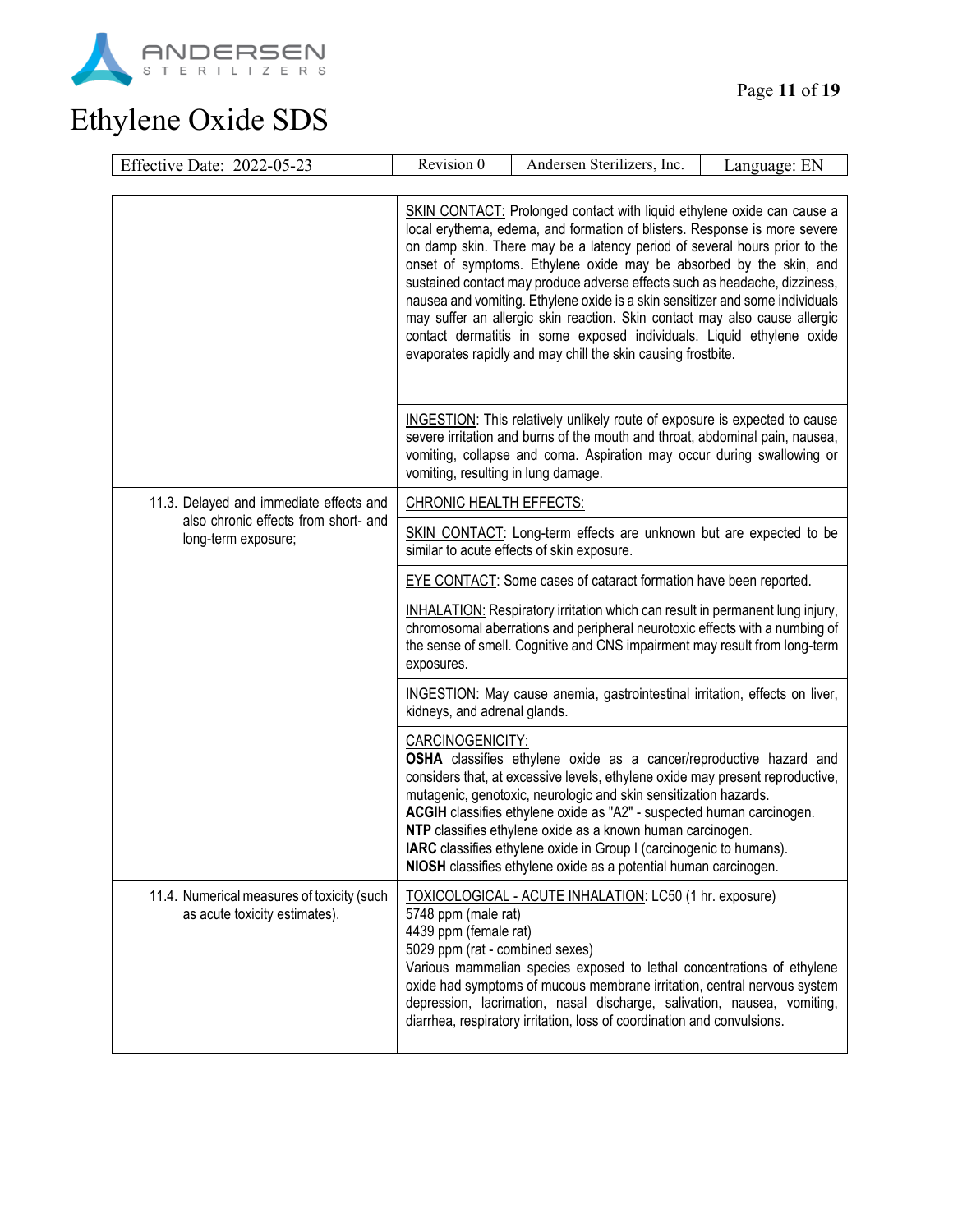# Ethylene Oxide SDS

| Effective Date: 2022-05-23 | Revision 0 | Andersen Sterilizers, Inc. | Language: EN |
|---|---|---|---|

| | |
|---|---|
| | SKIN CONTACT: Prolonged contact with liquid ethylene oxide can cause a local erythema, edema, and formation of blisters. Response is more severe on damp skin. There may be a latency period of several hours prior to the onset of symptoms. Ethylene oxide may be absorbed by the skin, and sustained contact may produce adverse effects such as headache, dizziness, nausea and vomiting. Ethylene oxide is a skin sensitizer and some individuals may suffer an allergic skin reaction. Skin contact may also cause allergic contact dermatitis in some exposed individuals. Liquid ethylene oxide evaporates rapidly and may chill the skin causing frostbite. |
| | INGESTION: This relatively unlikely route of exposure is expected to cause severe irritation and burns of the mouth and throat, abdominal pain, nausea, vomiting, collapse and coma. Aspiration may occur during swallowing or vomiting, resulting in lung damage. |
| 11.3. Delayed and immediate effects and also chronic effects from short- and long-term exposure; | CHRONIC HEALTH EFFECTS: |
| | SKIN CONTACT: Long-term effects are unknown but are expected to be similar to acute effects of skin exposure. |
| | EYE CONTACT: Some cases of cataract formation have been reported. |
| | INHALATION: Respiratory irritation which can result in permanent lung injury, chromosomal aberrations and peripheral neurotoxic effects with a numbing of the sense of smell. Cognitive and CNS impairment may result from long-term exposures. |
| | INGESTION: May cause anemia, gastrointestinal irritation, effects on liver, kidneys, and adrenal glands. |
| | CARCINOGENICITY:<br>**OSHA** classifies ethylene oxide as a cancer/reproductive hazard and considers that, at excessive levels, ethylene oxide may present reproductive, mutagenic, genotoxic, neurologic and skin sensitization hazards.<br>**ACGIH** classifies ethylene oxide as "A2" - suspected human carcinogen.<br>**NTP** classifies ethylene oxide as a known human carcinogen.<br>**IARC** classifies ethylene oxide in Group I (carcinogenic to humans).<br>**NIOSH** classifies ethylene oxide as a potential human carcinogen. |
| 11.4. Numerical measures of toxicity (such as acute toxicity estimates). | TOXICOLOGICAL - ACUTE INHALATION: LC50 (1 hr. exposure)<br>5748 ppm (male rat)<br>4439 ppm (female rat)<br>5029 ppm (rat - combined sexes)<br>Various mammalian species exposed to lethal concentrations of ethylene oxide had symptoms of mucous membrane irritation, central nervous system depression, lacrimation, nasal discharge, salivation, nausea, vomiting, diarrhea, respiratory irritation, loss of coordination and convulsions. |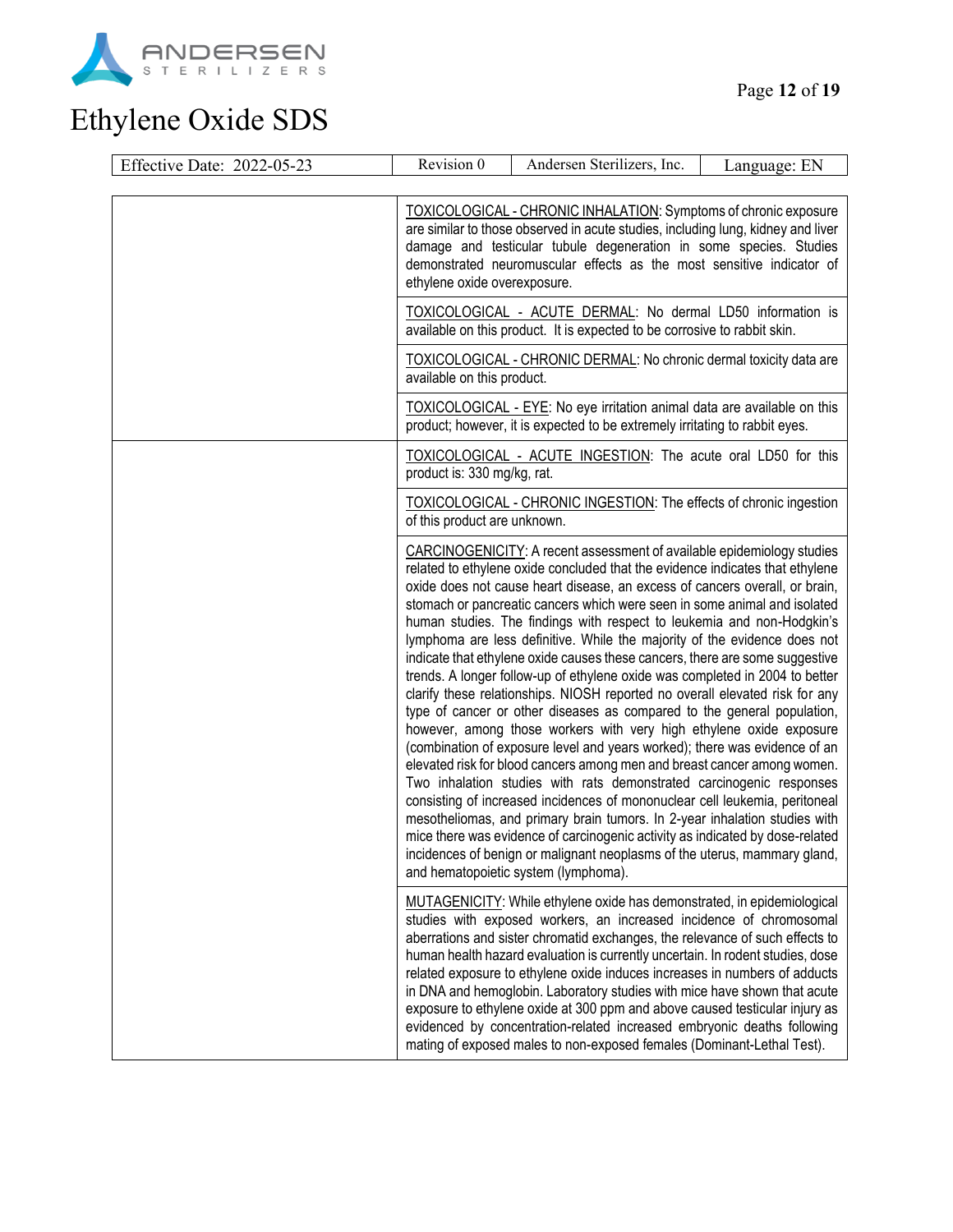| | |
|---|---|
| | TOXICOLOGICAL - CHRONIC INHALATION: Symptoms of chronic exposure are similar to those observed in acute studies, including lung, kidney and liver damage and testicular tubule degeneration in some species. Studies demonstrated neuromuscular effects as the most sensitive indicator of ethylene oxide overexposure. |
| | TOXICOLOGICAL - ACUTE DERMAL: No dermal LD50 information is available on this product. It is expected to be corrosive to rabbit skin. |
| | TOXICOLOGICAL - CHRONIC DERMAL: No chronic dermal toxicity data are available on this product. |
| | TOXICOLOGICAL - EYE: No eye irritation animal data are available on this product; however, it is expected to be extremely irritating to rabbit eyes. |
| | TOXICOLOGICAL - ACUTE INGESTION: The acute oral LD50 for this product is: 330 mg/kg, rat. |
| | TOXICOLOGICAL - CHRONIC INGESTION: The effects of chronic ingestion of this product are unknown. |
| | CARCINOGENICITY: A recent assessment of available epidemiology studies related to ethylene oxide concluded that the evidence indicates that ethylene oxide does not cause heart disease, an excess of cancers overall, or brain, stomach or pancreatic cancers which were seen in some animal and isolated human studies. The findings with respect to leukemia and non-Hodgkin's lymphoma are less definitive. While the majority of the evidence does not indicate that ethylene oxide causes these cancers, there are some suggestive trends. A longer follow-up of ethylene oxide was completed in 2004 to better clarify these relationships. NIOSH reported no overall elevated risk for any type of cancer or other diseases as compared to the general population, however, among those workers with very high ethylene oxide exposure (combination of exposure level and years worked); there was evidence of an elevated risk for blood cancers among men and breast cancer among women. Two inhalation studies with rats demonstrated carcinogenic responses consisting of increased incidences of mononuclear cell leukemia, peritoneal mesotheliomas, and primary brain tumors. In 2-year inhalation studies with mice there was evidence of carcinogenic activity as indicated by dose-related incidences of benign or malignant neoplasms of the uterus, mammary gland, and hematopoietic system (lymphoma). |
| | MUTAGENICITY: While ethylene oxide has demonstrated, in epidemiological studies with exposed workers, an increased incidence of chromosomal aberrations and sister chromatid exchanges, the relevance of such effects to human health hazard evaluation is currently uncertain. In rodent studies, dose related exposure to ethylene oxide induces increases in numbers of adducts in DNA and hemoglobin. Laboratory studies with mice have shown that acute exposure to ethylene oxide at 300 ppm and above caused testicular injury as evidenced by concentration-related increased embryonic deaths following mating of exposed males to non-exposed females (Dominant-Lethal Test). |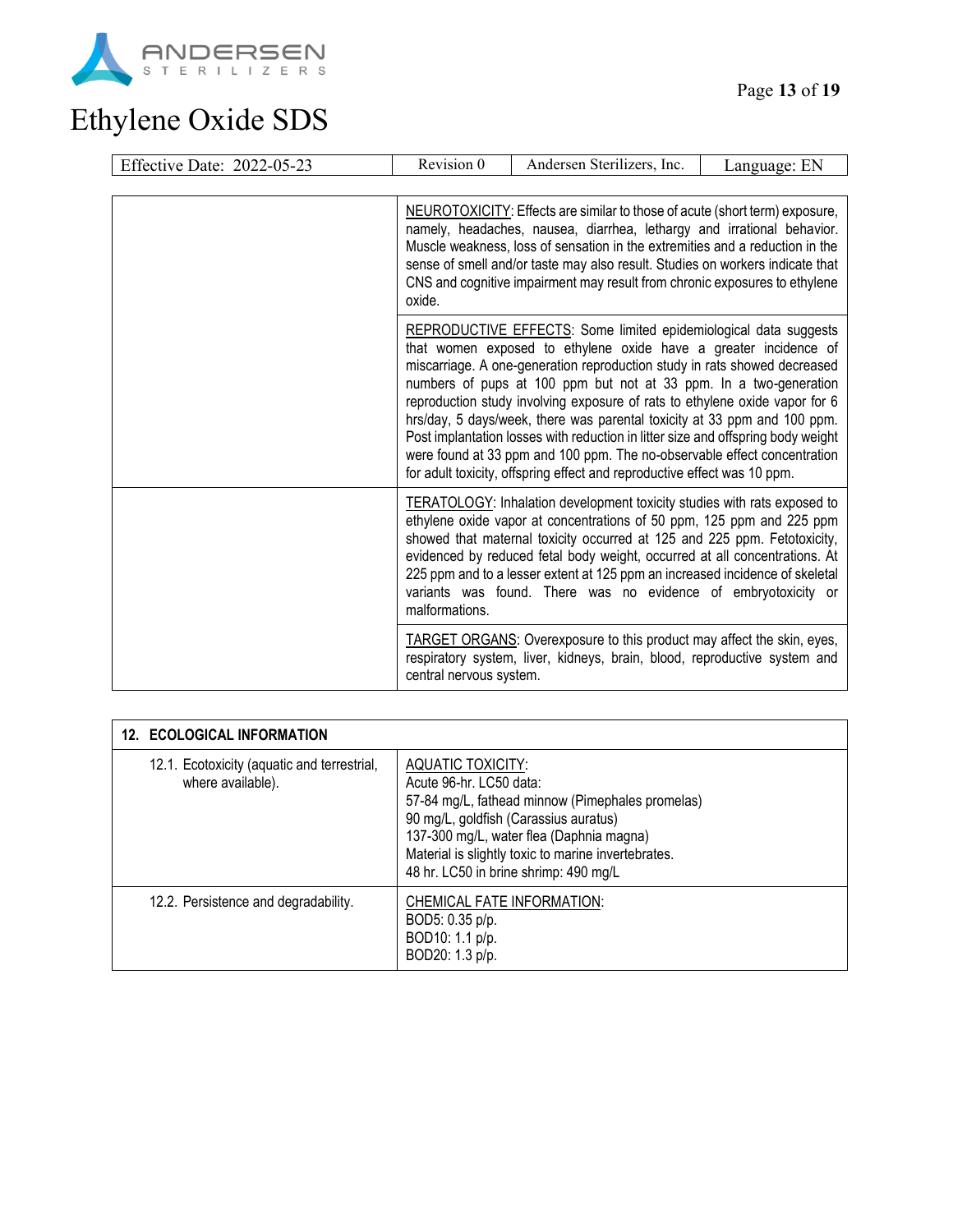| | |
|---|---|
| | NEUROTOXICITY: Effects are similar to those of acute (short term) exposure, namely, headaches, nausea, diarrhea, lethargy and irrational behavior. Muscle weakness, loss of sensation in the extremities and a reduction in the sense of smell and/or taste may also result. Studies on workers indicate that CNS and cognitive impairment may result from chronic exposures to ethylene oxide. |
| | REPRODUCTIVE EFFECTS: Some limited epidemiological data suggests that women exposed to ethylene oxide have a greater incidence of miscarriage. A one-generation reproduction study in rats showed decreased numbers of pups at 100 ppm but not at 33 ppm. In a two-generation reproduction study involving exposure of rats to ethylene oxide vapor for 6 hrs/day, 5 days/week, there was parental toxicity at 33 ppm and 100 ppm. Post implantation losses with reduction in litter size and offspring body weight were found at 33 ppm and 100 ppm. The no-observable effect concentration for adult toxicity, offspring effect and reproductive effect was 10 ppm. |
| | TERATOLOGY: Inhalation development toxicity studies with rats exposed to ethylene oxide vapor at concentrations of 50 ppm, 125 ppm and 225 ppm showed that maternal toxicity occurred at 125 and 225 ppm. Fetotoxicity, evidenced by reduced fetal body weight, occurred at all concentrations. At 225 ppm and to a lesser extent at 125 ppm an increased incidence of skeletal variants was found. There was no evidence of embryotoxicity or malformations. |
| | TARGET ORGANS: Overexposure to this product may affect the skin, eyes, respiratory system, liver, kidneys, brain, blood, reproductive system and central nervous system. |

## 12. ECOLOGICAL INFORMATION

| | |
|---|---|
| 12.1. Ecotoxicity (aquatic and terrestrial, where available). | AQUATIC TOXICITY:<br>Acute 96-hr. LC50 data:<br>57-84 mg/L, fathead minnow (Pimephales promelas)<br>90 mg/L, goldfish (Carassius auratus)<br>137-300 mg/L, water flea (Daphnia magna)<br>Material is slightly toxic to marine invertebrates.<br>48 hr. LC50 in brine shrimp: 490 mg/L |
| 12.2. Persistence and degradability. | CHEMICAL FATE INFORMATION:<br>BOD5: 0.35 p/p.<br>BOD10: 1.1 p/p.<br>BOD20: 1.3 p/p. |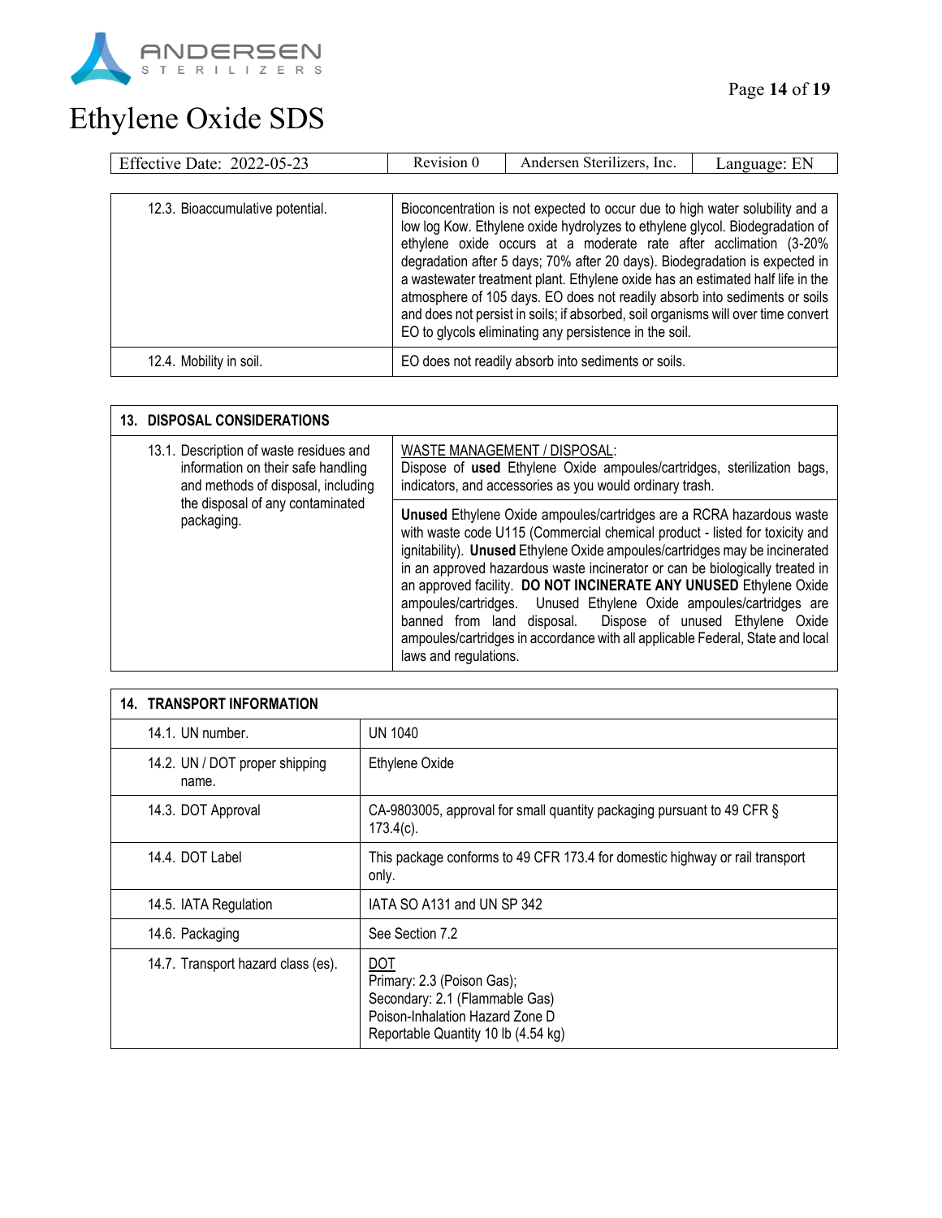| | |
|---|---|
| 12.3. Bioaccumulative potential. | Bioconcentration is not expected to occur due to high water solubility and a low log Kow. Ethylene oxide hydrolyzes to ethylene glycol. Biodegradation of ethylene oxide occurs at a moderate rate after acclimation (3-20% degradation after 5 days; 70% after 20 days). Biodegradation is expected in a wastewater treatment plant. Ethylene oxide has an estimated half life in the atmosphere of 105 days. EO does not readily absorb into sediments or soils and does not persist in soils; if absorbed, soil organisms will over time convert EO to glycols eliminating any persistence in the soil. |
| 12.4. Mobility in soil. | EO does not readily absorb into sediments or soils. |

## 13. DISPOSAL CONSIDERATIONS

| | |
|---|---|
| 13.1. Description of waste residues and information on their safe handling and methods of disposal, including the disposal of any contaminated packaging. | WASTE MANAGEMENT / DISPOSAL: Dispose of **used** Ethylene Oxide ampoules/cartridges, sterilization bags, indicators, and accessories as you would ordinary trash. |
| | **Unused** Ethylene Oxide ampoules/cartridges are a RCRA hazardous waste with waste code U115 (Commercial chemical product - listed for toxicity and ignitability). **Unused** Ethylene Oxide ampoules/cartridges may be incinerated in an approved hazardous waste incinerator or can be biologically treated in an approved facility. **DO NOT INCINERATE ANY UNUSED** Ethylene Oxide ampoules/cartridges. Unused Ethylene Oxide ampoules/cartridges are banned from land disposal. Dispose of unused Ethylene Oxide ampoules/cartridges in accordance with all applicable Federal, State and local laws and regulations. |

## 14. TRANSPORT INFORMATION

| | |
|---|---|
| 14.1. UN number. | UN 1040 |
| 14.2. UN / DOT proper shipping name. | Ethylene Oxide |
| 14.3. DOT Approval | CA-9803005, approval for small quantity packaging pursuant to 49 CFR § 173.4(c). |
| 14.4. DOT Label | This package conforms to 49 CFR 173.4 for domestic highway or rail transport only. |
| 14.5. IATA Regulation | IATA SO A131 and UN SP 342 |
| 14.6. Packaging | See Section 7.2 |
| 14.7. Transport hazard class (es). | DOT<br>Primary: 2.3 (Poison Gas);<br>Secondary: 2.1 (Flammable Gas)<br>Poison-Inhalation Hazard Zone D<br>Reportable Quantity 10 lb (4.54 kg) |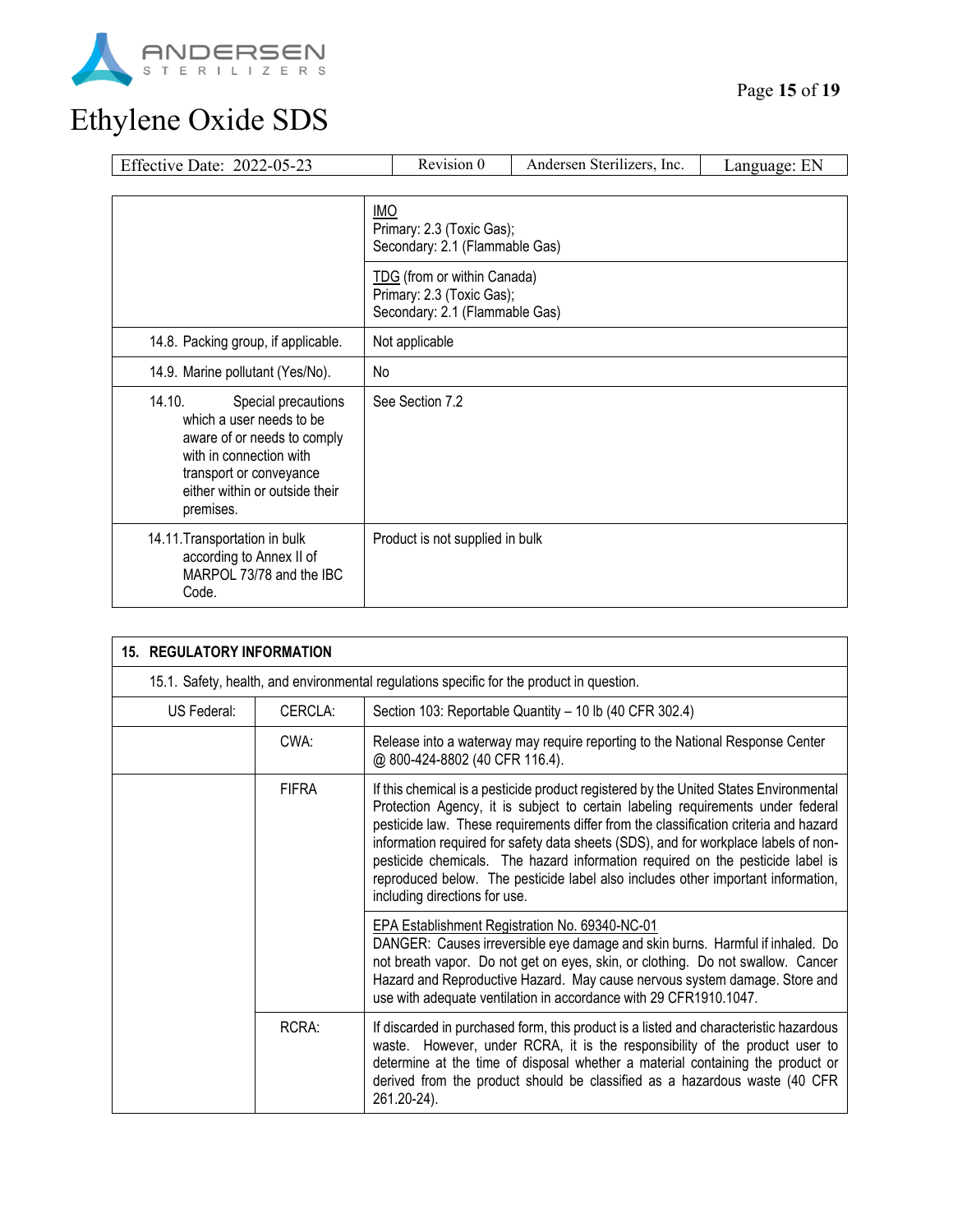| Effective Date: 2022-05-23 | Revision 0 | Andersen Sterilizers, Inc. | Language: EN |
|---|---|---|---|

| | |
|---|---|
| | IMO<br>Primary: 2.3 (Toxic Gas);<br>Secondary: 2.1 (Flammable Gas) |
| | TDG (from or within Canada)<br>Primary: 2.3 (Toxic Gas);<br>Secondary: 2.1 (Flammable Gas) |
| 14.8. Packing group, if applicable. | Not applicable |
| 14.9. Marine pollutant (Yes/No). | No |
| 14.10. Special precautions which a user needs to be aware of or needs to comply with in connection with transport or conveyance either within or outside their premises. | See Section 7.2 |
| 14.11. Transportation in bulk according to Annex II of MARPOL 73/78 and the IBC Code. | Product is not supplied in bulk |

| **15. REGULATORY INFORMATION** | | |
|---|---|---|
| 15.1. Safety, health, and environmental regulations specific for the product in question. | | |
| US Federal: | CERCLA: | Section 103: Reportable Quantity – 10 lb (40 CFR 302.4) |
| | CWA: | Release into a waterway may require reporting to the National Response Center @ 800-424-8802 (40 CFR 116.4). |
| | FIFRA | If this chemical is a pesticide product registered by the United States Environmental Protection Agency, it is subject to certain labeling requirements under federal pesticide law. These requirements differ from the classification criteria and hazard information required for safety data sheets (SDS), and for workplace labels of non-pesticide chemicals. The hazard information required on the pesticide label is reproduced below. The pesticide label also includes other important information, including directions for use. |
| | | EPA Establishment Registration No. 69340-NC-01<br>DANGER: Causes irreversible eye damage and skin burns. Harmful if inhaled. Do not breath vapor. Do not get on eyes, skin, or clothing. Do not swallow. Cancer Hazard and Reproductive Hazard. May cause nervous system damage. Store and use with adequate ventilation in accordance with 29 CFR1910.1047. |
| | RCRA: | If discarded in purchased form, this product is a listed and characteristic hazardous waste. However, under RCRA, it is the responsibility of the product user to determine at the time of disposal whether a material containing the product or derived from the product should be classified as a hazardous waste (40 CFR 261.20-24). |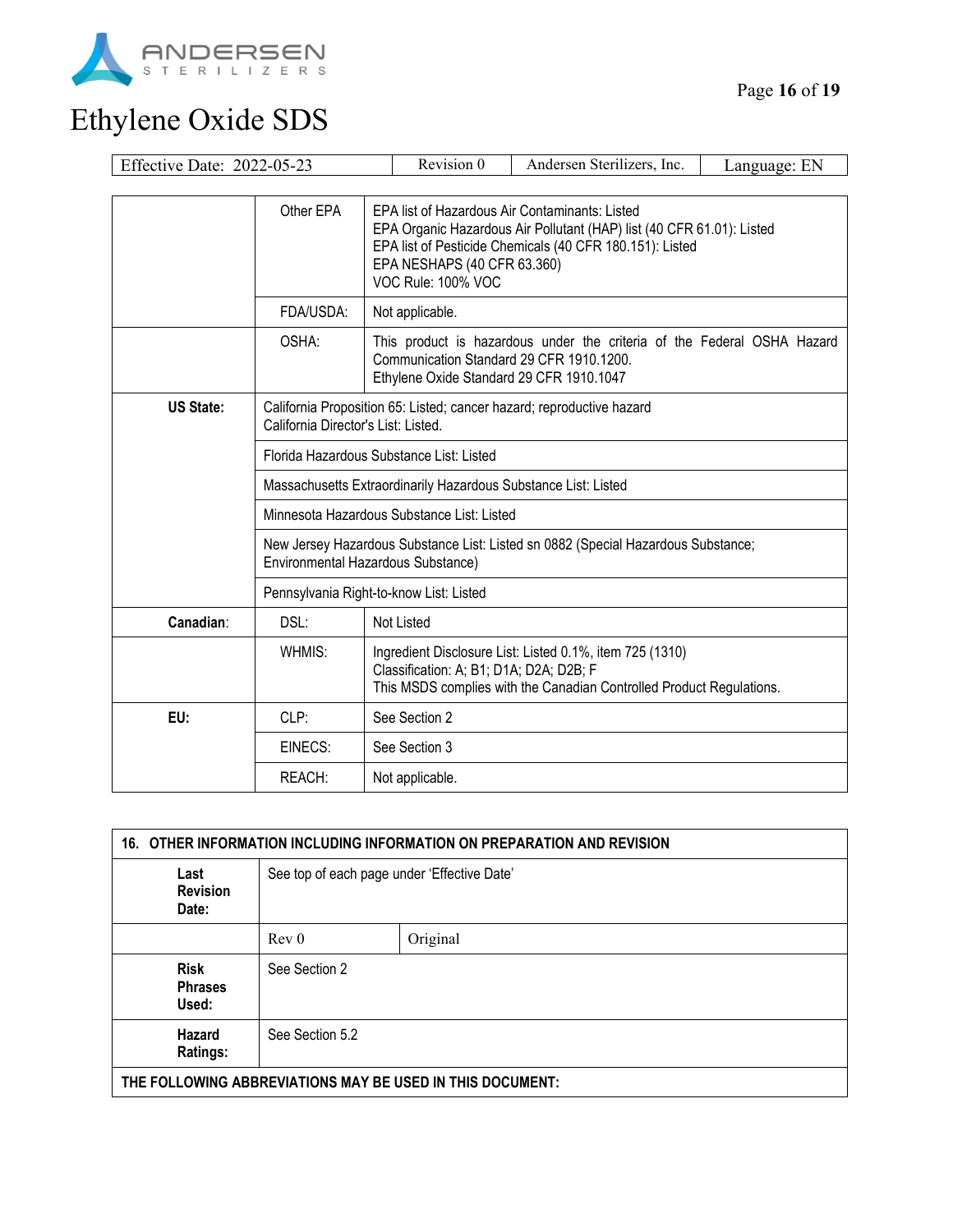| | | |
|---|---|---|
| | Other EPA | EPA list of Hazardous Air Contaminants: Listed<br>EPA Organic Hazardous Air Pollutant (HAP) list (40 CFR 61.01): Listed<br>EPA list of Pesticide Chemicals (40 CFR 180.151): Listed<br>EPA NESHAPS (40 CFR 63.360)<br>VOC Rule: 100% VOC |
| | FDA/USDA: | Not applicable. |
| | OSHA: | This product is hazardous under the criteria of the Federal OSHA Hazard Communication Standard 29 CFR 1910.1200.<br>Ethylene Oxide Standard 29 CFR 1910.1047 |
| **US State:** | California Proposition 65: Listed; cancer hazard; reproductive hazard<br>California Director's List: Listed. | |
| | Florida Hazardous Substance List: Listed | |
| | Massachusetts Extraordinarily Hazardous Substance List: Listed | |
| | Minnesota Hazardous Substance List: Listed | |
| | New Jersey Hazardous Substance List: Listed sn 0882 (Special Hazardous Substance; Environmental Hazardous Substance) | |
| | Pennsylvania Right-to-know List: Listed | |
| **Canadian**: | DSL: | Not Listed |
| | WHMIS: | Ingredient Disclosure List: Listed 0.1%, item 725 (1310)<br>Classification: A; B1; D1A; D2A; D2B; F<br>This MSDS complies with the Canadian Controlled Product Regulations. |
| **EU:** | CLP: | See Section 2 |
| | EINECS: | See Section 3 |
| | REACH: | Not applicable. |

| **16. OTHER INFORMATION INCLUDING INFORMATION ON PREPARATION AND REVISION** | | |
|---|---|---|
| **Last Revision Date:** | See top of each page under 'Effective Date' | |
| | Rev 0 | Original |
| **Risk Phrases Used:** | See Section 2 | |
| **Hazard Ratings:** | See Section 5.2 | |
| **THE FOLLOWING ABBREVIATIONS MAY BE USED IN THIS DOCUMENT:** | | |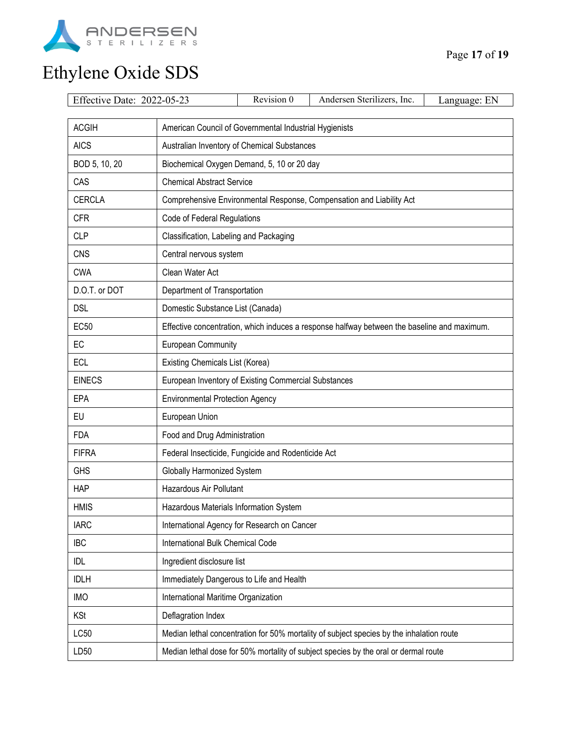| | |
|---|---|
| ACGIH | American Council of Governmental Industrial Hygienists |
| AICS | Australian Inventory of Chemical Substances |
| BOD 5, 10, 20 | Biochemical Oxygen Demand, 5, 10 or 20 day |
| CAS | Chemical Abstract Service |
| CERCLA | Comprehensive Environmental Response, Compensation and Liability Act |
| CFR | Code of Federal Regulations |
| CLP | Classification, Labeling and Packaging |
| CNS | Central nervous system |
| CWA | Clean Water Act |
| D.O.T. or DOT | Department of Transportation |
| DSL | Domestic Substance List (Canada) |
| EC50 | Effective concentration, which induces a response halfway between the baseline and maximum. |
| EC | European Community |
| ECL | Existing Chemicals List (Korea) |
| EINECS | European Inventory of Existing Commercial Substances |
| EPA | Environmental Protection Agency |
| EU | European Union |
| FDA | Food and Drug Administration |
| FIFRA | Federal Insecticide, Fungicide and Rodenticide Act |
| GHS | Globally Harmonized System |
| HAP | Hazardous Air Pollutant |
| HMIS | Hazardous Materials Information System |
| IARC | International Agency for Research on Cancer |
| IBC | International Bulk Chemical Code |
| IDL | Ingredient disclosure list |
| IDLH | Immediately Dangerous to Life and Health |
| IMO | International Maritime Organization |
| KSt | Deflagration Index |
| LC50 | Median lethal concentration for 50% mortality of subject species by the inhalation route |
| LD50 | Median lethal dose for 50% mortality of subject species by the oral or dermal route |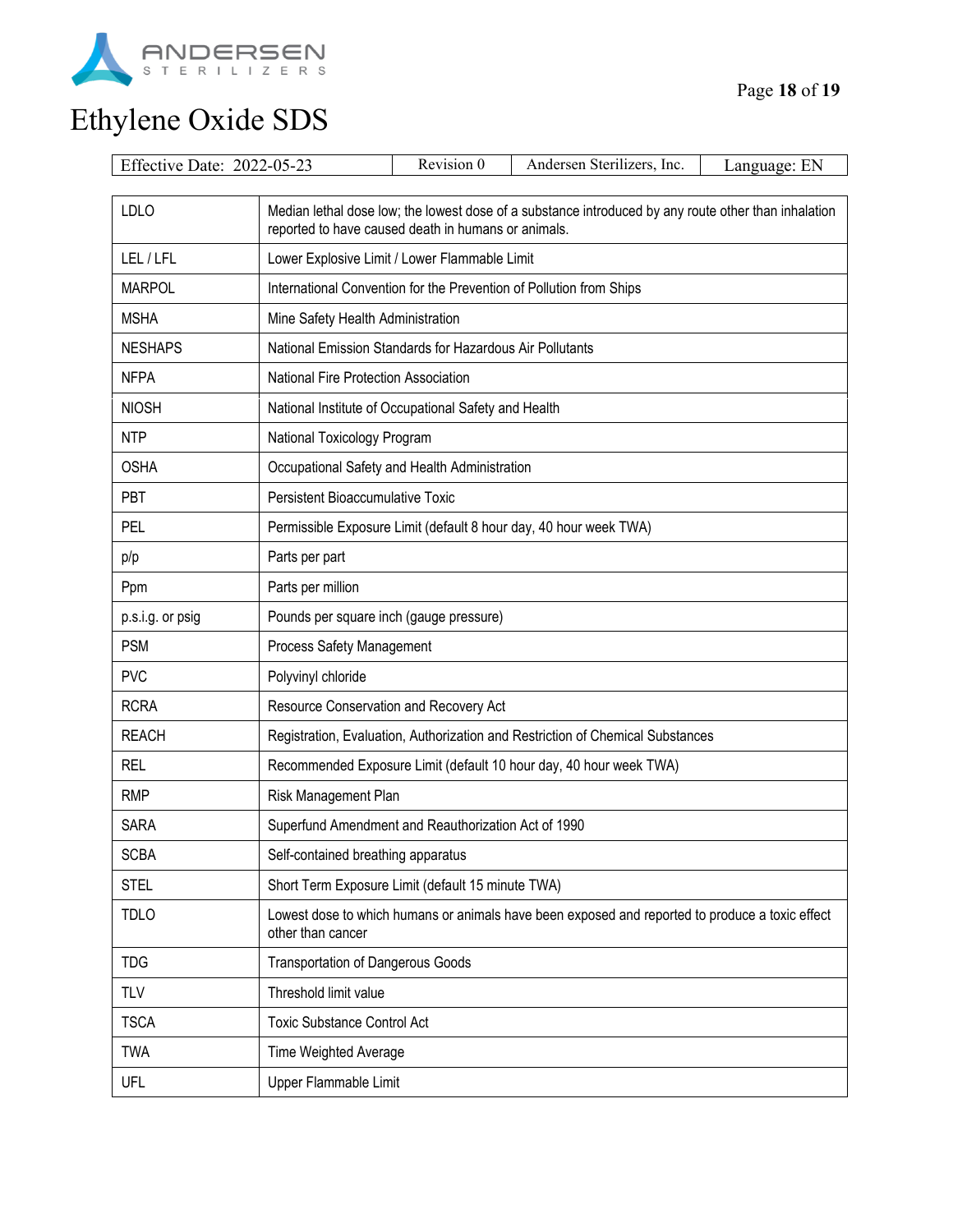| LDLO | Median lethal dose low; the lowest dose of a substance introduced by any route other than inhalation reported to have caused death in humans or animals. |
|---|---|
| LEL / LFL | Lower Explosive Limit / Lower Flammable Limit |
| MARPOL | International Convention for the Prevention of Pollution from Ships |
| MSHA | Mine Safety Health Administration |
| NESHAPS | National Emission Standards for Hazardous Air Pollutants |
| NFPA | National Fire Protection Association |
| NIOSH | National Institute of Occupational Safety and Health |
| NTP | National Toxicology Program |
| OSHA | Occupational Safety and Health Administration |
| PBT | Persistent Bioaccumulative Toxic |
| PEL | Permissible Exposure Limit (default 8 hour day, 40 hour week TWA) |
| p/p | Parts per part |
| Ppm | Parts per million |
| p.s.i.g. or psig | Pounds per square inch (gauge pressure) |
| PSM | Process Safety Management |
| PVC | Polyvinyl chloride |
| RCRA | Resource Conservation and Recovery Act |
| REACH | Registration, Evaluation, Authorization and Restriction of Chemical Substances |
| REL | Recommended Exposure Limit (default 10 hour day, 40 hour week TWA) |
| RMP | Risk Management Plan |
| SARA | Superfund Amendment and Reauthorization Act of 1990 |
| SCBA | Self-contained breathing apparatus |
| STEL | Short Term Exposure Limit (default 15 minute TWA) |
| TDLO | Lowest dose to which humans or animals have been exposed and reported to produce a toxic effect other than cancer |
| TDG | Transportation of Dangerous Goods |
| TLV | Threshold limit value |
| TSCA | Toxic Substance Control Act |
| TWA | Time Weighted Average |
| UFL | Upper Flammable Limit |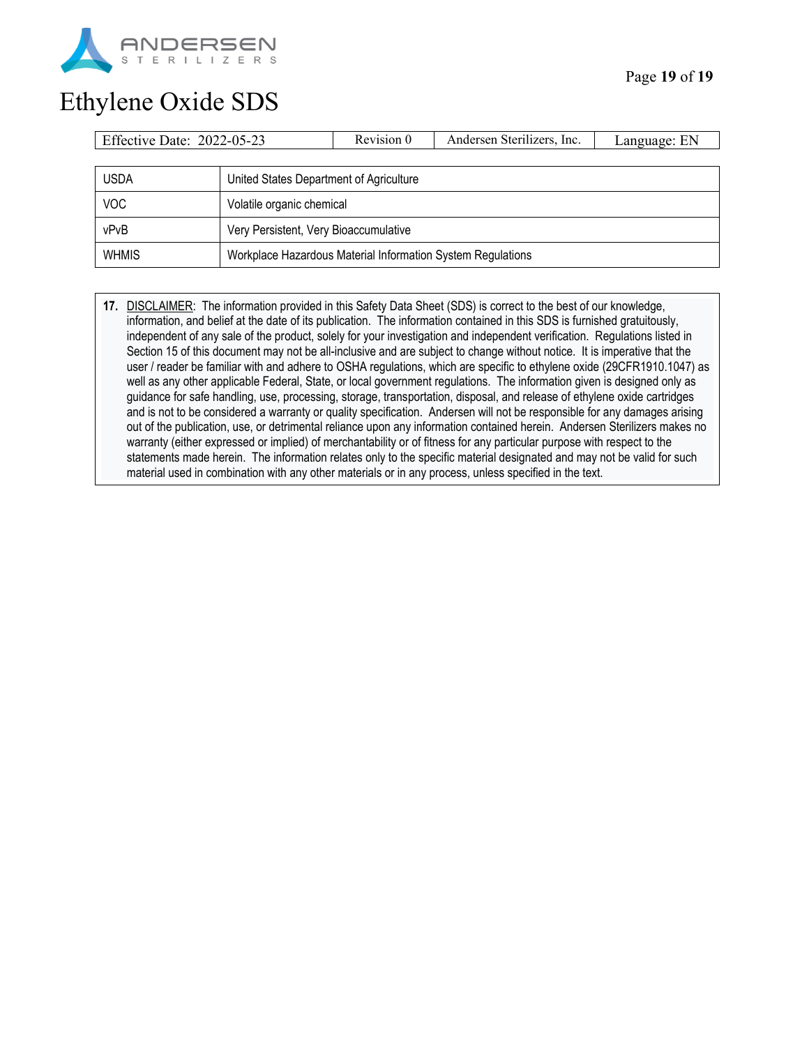| | |
|---|---|
| USDA | United States Department of Agriculture |
| VOC | Volatile organic chemical |
| vPvB | Very Persistent, Very Bioaccumulative |
| WHMIS | Workplace Hazardous Material Information System Regulations |

**17.** DISCLAIMER: The information provided in this Safety Data Sheet (SDS) is correct to the best of our knowledge, information, and belief at the date of its publication. The information contained in this SDS is furnished gratuitously, independent of any sale of the product, solely for your investigation and independent verification. Regulations listed in Section 15 of this document may not be all-inclusive and are subject to change without notice. It is imperative that the user / reader be familiar with and adhere to OSHA regulations, which are specific to ethylene oxide (29CFR1910.1047) as well as any other applicable Federal, State, or local government regulations. The information given is designed only as guidance for safe handling, use, processing, storage, transportation, disposal, and release of ethylene oxide cartridges and is not to be considered a warranty or quality specification. Andersen will not be responsible for any damages arising out of the publication, use, or detrimental reliance upon any information contained herein. Andersen Sterilizers makes no warranty (either expressed or implied) of merchantability or of fitness for any particular purpose with respect to the statements made herein. The information relates only to the specific material designated and may not be valid for such material used in combination with any other materials or in any process, unless specified in the text.